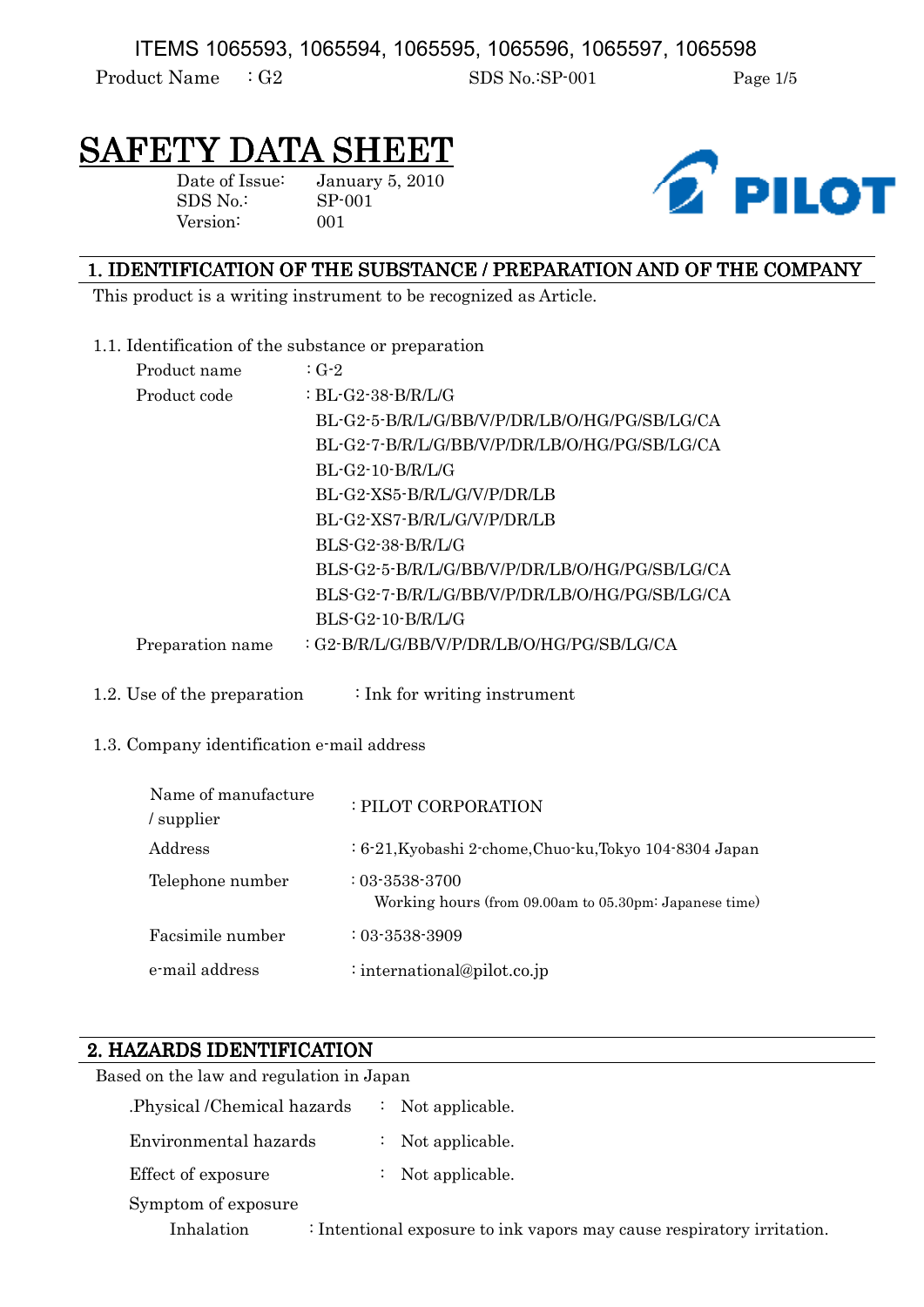# SAFETY DATA SHEET

Date of Issue: January 5, 2010
SDS No.: SP-001
Version: 001

PILOT

## 1. IDENTIFICATION OF THE SUBSTANCE / PREPARATION AND OF THE COMPANY

This product is a writing instrument to be recognized as Article.

1.1. Identification of the substance or preparation

| | |
|---|---|
| Product name | : G-2 |
| Product code | : BL-G2-38-B/R/L/G |
| | BL-G2-5-B/R/L/G/BB/V/P/DR/LB/O/HG/PG/SB/LG/CA |
| | BL-G2-7-B/R/L/G/BB/V/P/DR/LB/O/HG/PG/SB/LG/CA |
| | BL-G2-10-B/R/L/G |
| | BL-G2-XS5-B/R/L/G/V/P/DR/LB |
| | BL-G2-XS7-B/R/L/G/V/P/DR/LB |
| | BLS-G2-38-B/R/L/G |
| | BLS-G2-5-B/R/L/G/BB/V/P/DR/LB/O/HG/PG/SB/LG/CA |
| | BLS-G2-7-B/R/L/G/BB/V/P/DR/LB/O/HG/PG/SB/LG/CA |
| | BLS-G2-10-B/R/L/G |
| Preparation name | : G2-B/R/L/G/BB/V/P/DR/LB/O/HG/PG/SB/LG/CA |

1.2. Use of the preparation : Ink for writing instrument

1.3. Company identification e-mail address

| | |
|---|---|
| Name of manufacture / supplier | : PILOT CORPORATION |
| Address | : 6-21,Kyobashi 2-chome,Chuo-ku,Tokyo 104-8304 Japan |
| Telephone number | : 03-3538-3700 <br> Working hours (from 09.00am to 05.30pm: Japanese time) |
| Facsimile number | : 03-3538-3909 |
| e-mail address | : international@pilot.co.jp |

## 2. HAZARDS IDENTIFICATION

Based on the law and regulation in Japan

| | |
|---|---|
| .Physical /Chemical hazards | : Not applicable. |
| Environmental hazards | : Not applicable. |
| Effect of exposure | : Not applicable. |

Symptom of exposure

Inhalation : Intentional exposure to ink vapors may cause respiratory irritation.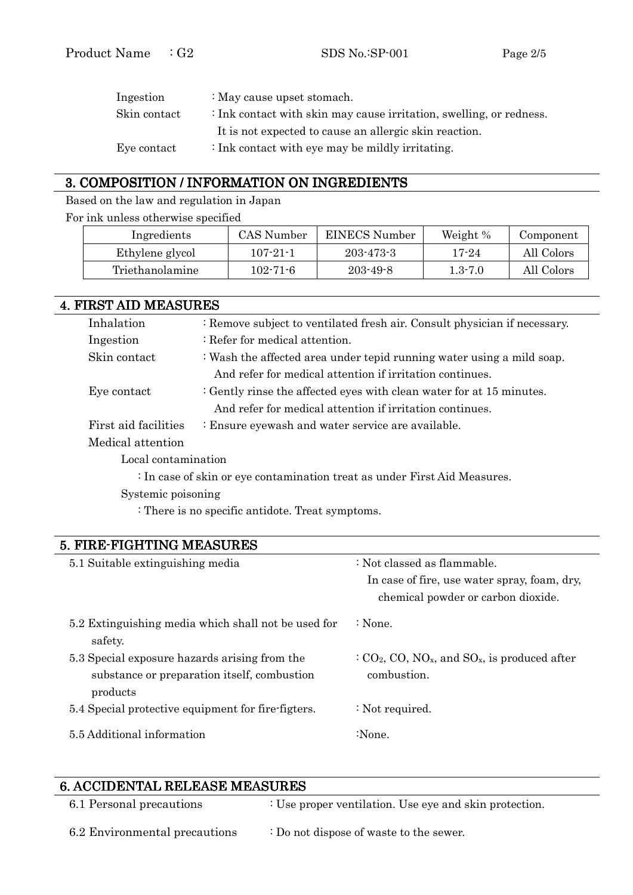| | |
|---|---|
| Ingestion | : May cause upset stomach. |
| Skin contact | : Ink contact with skin may cause irritation, swelling, or redness. It is not expected to cause an allergic skin reaction. |
| Eye contact | : Ink contact with eye may be mildly irritating. |

## 3. COMPOSITION / INFORMATION ON INGREDIENTS

Based on the law and regulation in Japan

For ink unless otherwise specified

| Ingredients | CAS Number | EINECS Number | Weight % | Component |
|---|---|---|---|---|
| Ethylene glycol | 107-21-1 | 203-473-3 | 17-24 | All Colors |
| Triethanolamine | 102-71-6 | 203-49-8 | 1.3-7.0 | All Colors |

## 4. FIRST AID MEASURES

| | |
|---|---|
| Inhalation | : Remove subject to ventilated fresh air. Consult physician if necessary. |
| Ingestion | : Refer for medical attention. |
| Skin contact | : Wash the affected area under tepid running water using a mild soap. And refer for medical attention if irritation continues. |
| Eye contact | : Gently rinse the affected eyes with clean water for at 15 minutes. And refer for medical attention if irritation continues. |
| First aid facilities | : Ensure eyewash and water service are available. |

Medical attention

Local contamination

: In case of skin or eye contamination treat as under First Aid Measures.

Systemic poisoning

: There is no specific antidote. Treat symptoms.

## 5. FIRE-FIGHTING MEASURES

| | |
|---|---|
| 5.1 Suitable extinguishing media | : Not classed as flammable. In case of fire, use water spray, foam, dry, chemical powder or carbon dioxide. |
| 5.2 Extinguishing media which shall not be used for safety. | : None. |
| 5.3 Special exposure hazards arising from the substance or preparation itself, combustion products | : $CO_2$, CO, $NO_x$, and $SO_x$, is produced after combustion. |
| 5.4 Special protective equipment for fire-figters. | : Not required. |
| 5.5 Additional information | :None. |

## 6. ACCIDENTAL RELEASE MEASURES

| | |
|---|---|
| 6.1 Personal precautions | : Use proper ventilation. Use eye and skin protection. |
| 6.2 Environmental precautions | : Do not dispose of waste to the sewer. |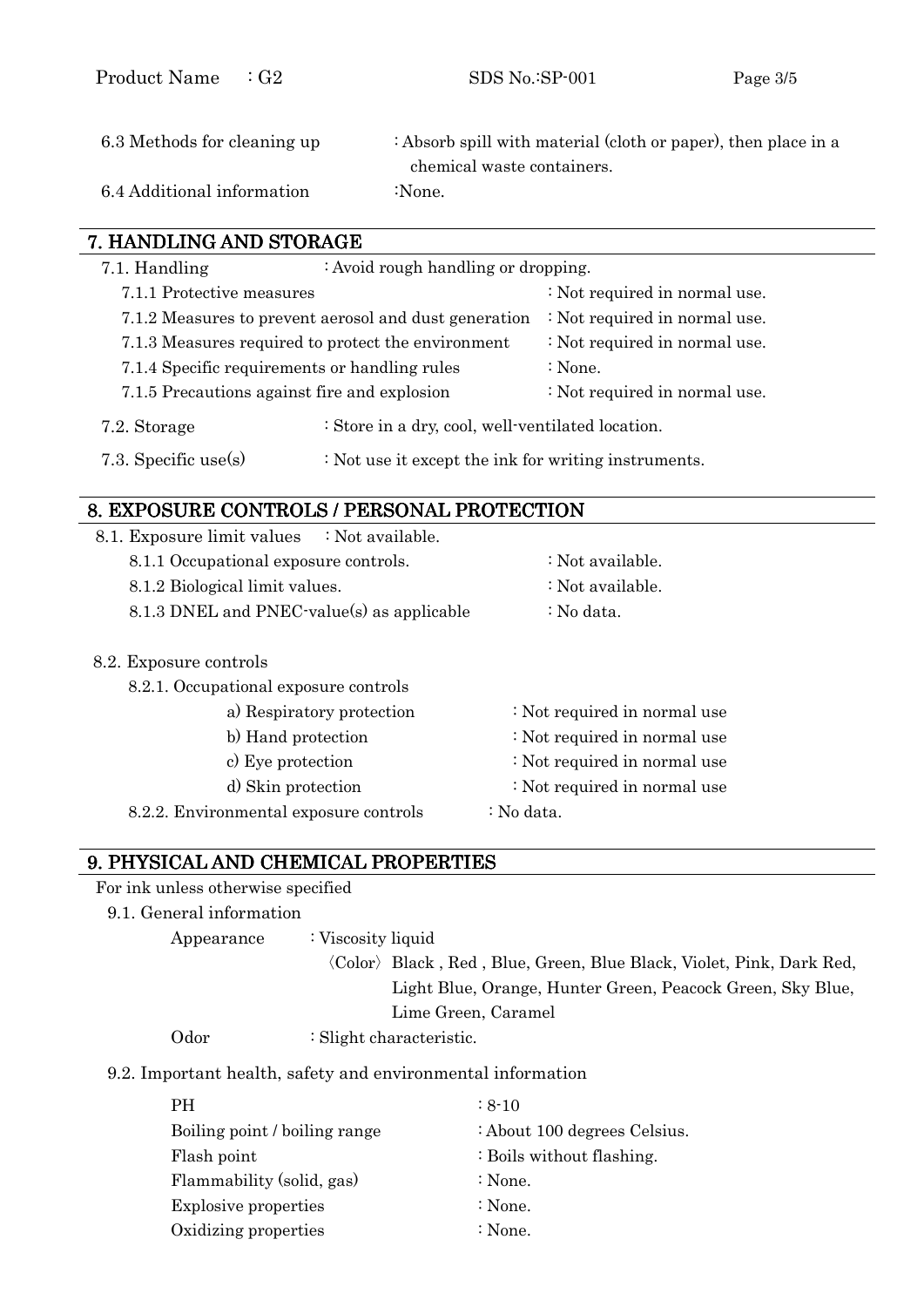6.3 Methods for cleaning up : Absorb spill with material (cloth or paper), then place in a chemical waste containers.

6.4 Additional information :None.

## 7. HANDLING AND STORAGE

7.1. Handling : Avoid rough handling or dropping.

- 7.1.1 Protective measures : Not required in normal use.
- 7.1.2 Measures to prevent aerosol and dust generation : Not required in normal use.
- 7.1.3 Measures required to protect the environment : Not required in normal use.
- 7.1.4 Specific requirements or handling rules : None.
- 7.1.5 Precautions against fire and explosion : Not required in normal use.

7.2. Storage : Store in a dry, cool, well-ventilated location.

7.3. Specific use(s) : Not use it except the ink for writing instruments.

## 8. EXPOSURE CONTROLS / PERSONAL PROTECTION

8.1. Exposure limit values : Not available.

- 8.1.1 Occupational exposure controls. : Not available.
- 8.1.2 Biological limit values. : Not available.
- 8.1.3 DNEL and PNEC-value(s) as applicable : No data.

8.2. Exposure controls

- 8.2.1. Occupational exposure controls
  - a) Respiratory protection : Not required in normal use
  - b) Hand protection : Not required in normal use
  - c) Eye protection : Not required in normal use
  - d) Skin protection : Not required in normal use
- 8.2.2. Environmental exposure controls : No data.

## 9. PHYSICAL AND CHEMICAL PROPERTIES

For ink unless otherwise specified

9.1. General information

Appearance : Viscosity liquid

〈Color〉 Black , Red , Blue, Green, Blue Black, Violet, Pink, Dark Red, Light Blue, Orange, Hunter Green, Peacock Green, Sky Blue, Lime Green, Caramel

Odor : Slight characteristic.

9.2. Important health, safety and environmental information

| | |
|---|---|
| PH | : 8-10 |
| Boiling point / boiling range | : About 100 degrees Celsius. |
| Flash point | : Boils without flashing. |
| Flammability (solid, gas) | : None. |
| Explosive properties | : None. |
| Oxidizing properties | : None. |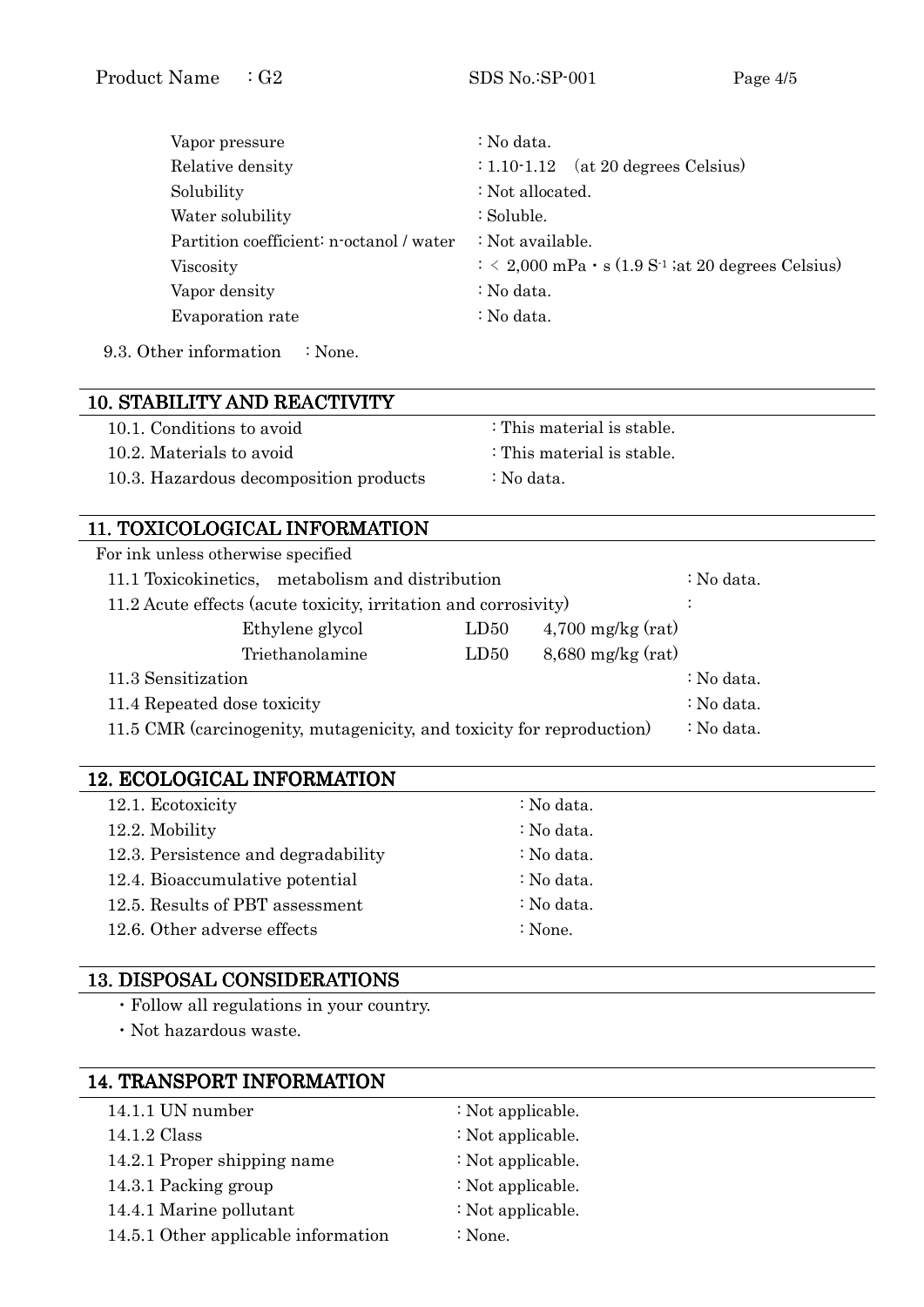| | |
|---|---|
| Vapor pressure | : No data. |
| Relative density | : 1.10-1.12 (at 20 degrees Celsius) |
| Solubility | : Not allocated. |
| Water solubility | : Soluble. |
| Partition coefficient: n-octanol / water | : Not available. |
| Viscosity | : < 2,000 mPa・s (1.9 $S^{-1}$ ;at 20 degrees Celsius) |
| Vapor density | : No data. |
| Evaporation rate | : No data. |

9.3. Other information : None.

## 10. STABILITY AND REACTIVITY

| | |
|---|---|
| 10.1. Conditions to avoid | : This material is stable. |
| 10.2. Materials to avoid | : This material is stable. |
| 10.3. Hazardous decomposition products | : No data. |

## 11. TOXICOLOGICAL INFORMATION

For ink unless otherwise specified

11.1 Toxicokinetics, metabolism and distribution : No data.

11.2 Acute effects (acute toxicity, irritation and corrosivity) :

| | | |
|---|---|---|
| Ethylene glycol | LD50 | 4,700 mg/kg (rat) |
| Triethanolamine | LD50 | 8,680 mg/kg (rat) |

11.3 Sensitization : No data.

11.4 Repeated dose toxicity : No data.

11.5 CMR (carcinogenity, mutagenicity, and toxicity for reproduction) : No data.

## 12. ECOLOGICAL INFORMATION

| | |
|---|---|
| 12.1. Ecotoxicity | : No data. |
| 12.2. Mobility | : No data. |
| 12.3. Persistence and degradability | : No data. |
| 12.4. Bioaccumulative potential | : No data. |
| 12.5. Results of PBT assessment | : No data. |
| 12.6. Other adverse effects | : None. |

## 13. DISPOSAL CONSIDERATIONS

- Follow all regulations in your country.
- Not hazardous waste.

## 14. TRANSPORT INFORMATION

| | |
|---|---|
| 14.1.1 UN number | : Not applicable. |
| 14.1.2 Class | : Not applicable. |
| 14.2.1 Proper shipping name | : Not applicable. |
| 14.3.1 Packing group | : Not applicable. |
| 14.4.1 Marine pollutant | : Not applicable. |
| 14.5.1 Other applicable information | : None. |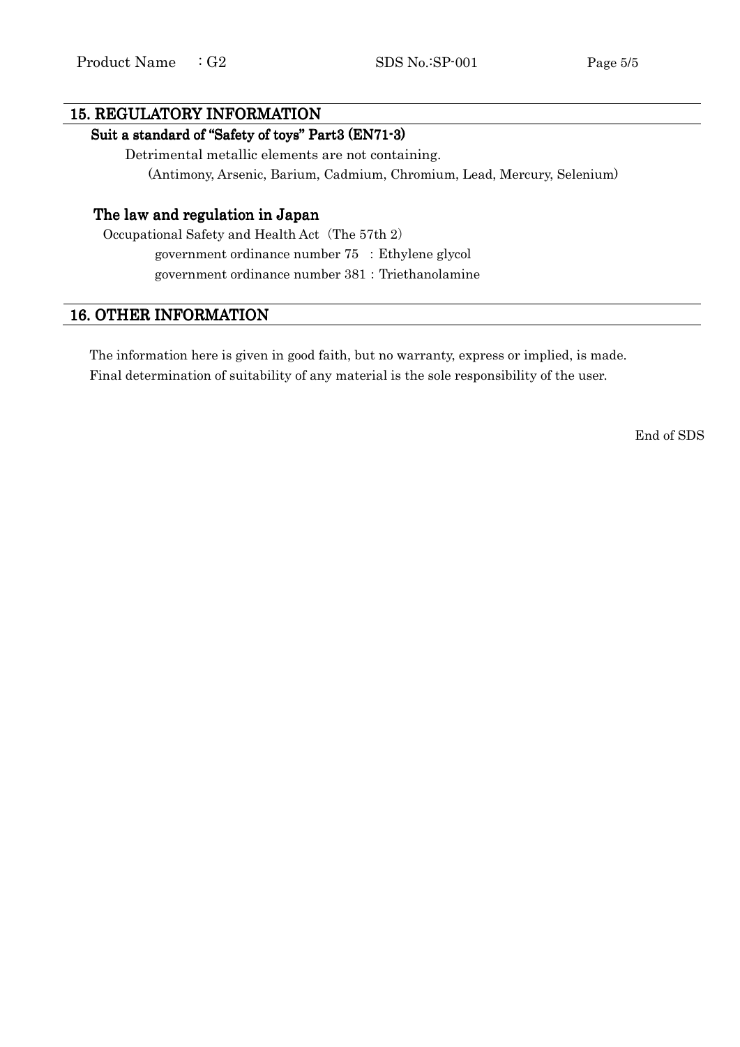## 15. REGULATORY INFORMATION

### Suit a standard of "Safety of toys" Part3 (EN71-3)

Detrimental metallic elements are not containing.

(Antimony, Arsenic, Barium, Cadmium, Chromium, Lead, Mercury, Selenium)

### The law and regulation in Japan

Occupational Safety and Health Act（The 57th 2）

government ordinance number 75　: Ethylene glycol

government ordinance number 381：Triethanolamine

## 16. OTHER INFORMATION

The information here is given in good faith, but no warranty, express or implied, is made.
Final determination of suitability of any material is the sole responsibility of the user.

End of SDS